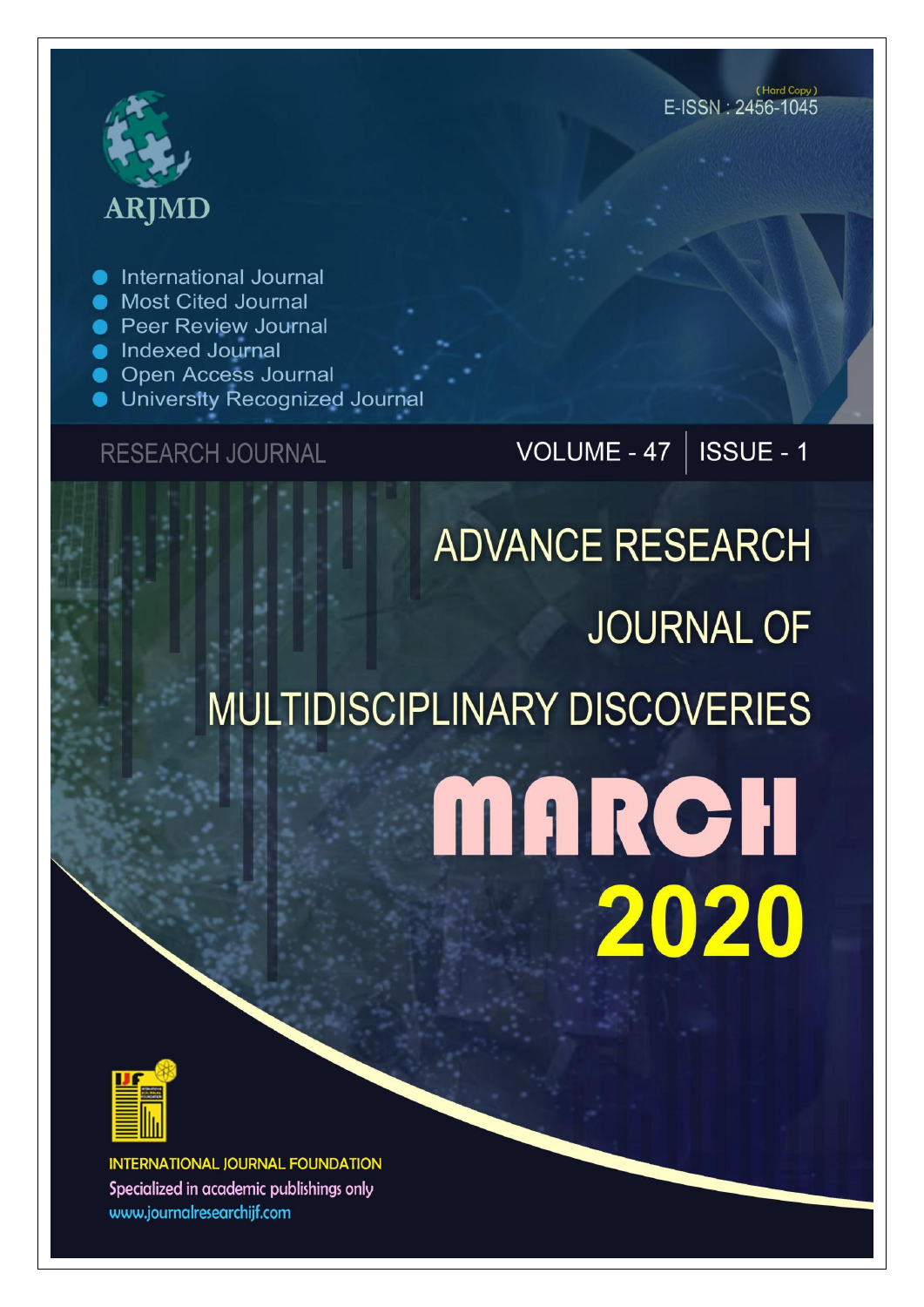ARJMD

(Hard Copy)
E-ISSN : 2456-1045

- International Journal
- Most Cited Journal
- Peer Review Journal
- Indexed Journal
- Open Access Journal
- University Recognized Journal

RESEARCH JOURNAL

VOLUME - 47 | ISSUE - 1

# ADVANCE RESEARCH JOURNAL OF MULTIDISCIPLINARY DISCOVERIES

# MARCH 2020

INTERNATIONAL JOURNAL FOUNDATION

Specialized in academic publishings only

www.journalresearchijf.com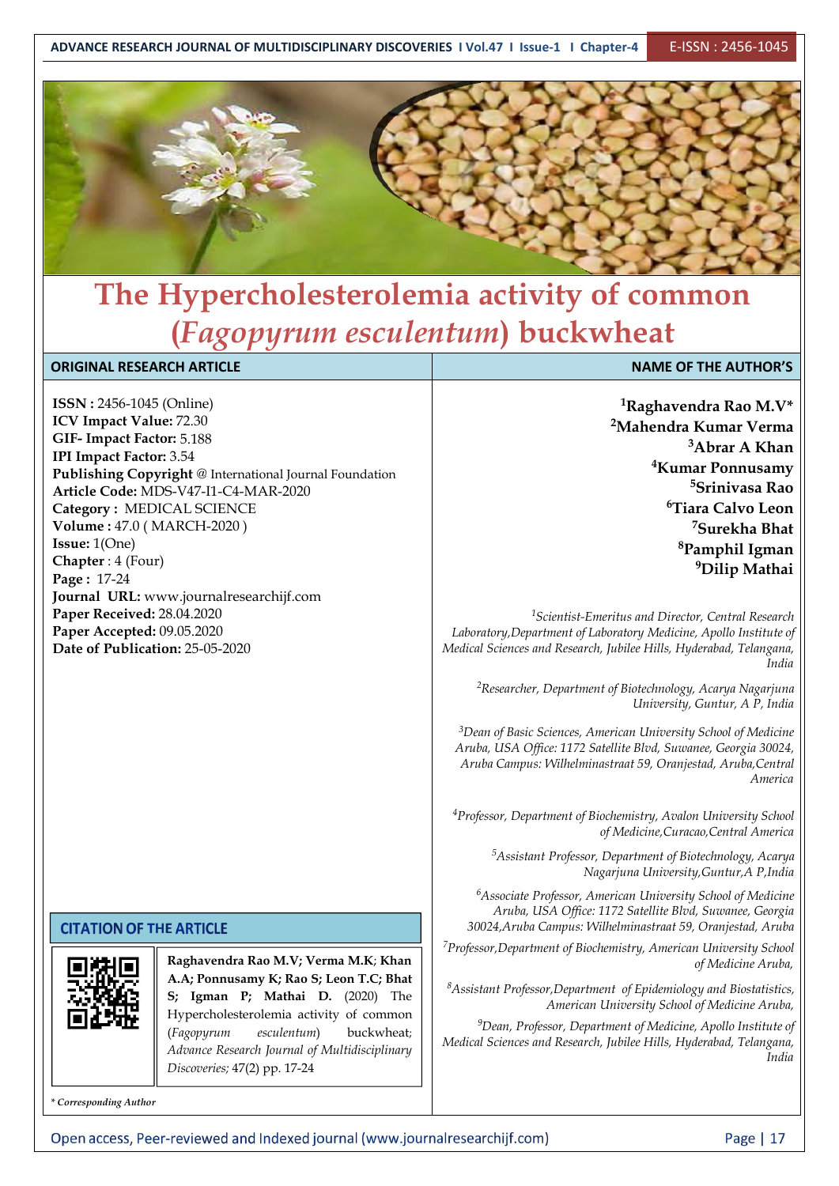# The Hypercholesterolemia activity of common (*Fagopyrum esculentum*) buckwheat

**ORIGINAL RESEARCH ARTICLE**

**ISSN :** 2456-1045 (Online)
**ICV Impact Value:** 72.30
**GIF- Impact Factor:** 5.188
**IPI Impact Factor:** 3.54
**Publishing Copyright** @ International Journal Foundation
**Article Code:** MDS-V47-I1-C4-MAR-2020
**Category :** MEDICAL SCIENCE
**Volume :** 47.0 ( MARCH-2020 )
**Issue:** 1(One)
**Chapter** : 4 (Four)
**Page :** 17-24
**Journal URL:** www.journalresearchijf.com
**Paper Received:** 28.04.2020
**Paper Accepted:** 09.05.2020
**Date of Publication:** 25-05-2020

**NAME OF THE AUTHOR'S**

**[1]Raghavendra Rao M.V***
**[2]Mahendra Kumar Verma**
**[3]Abrar A Khan**
**[4]Kumar Ponnusamy**
**[5]Srinivasa Rao**
**[6]Tiara Calvo Leon**
**[7]Surekha Bhat**
**[8]Pamphil Igman**
**[9]Dilip Mathai**

*[1]Scientist-Emeritus and Director, Central Research Laboratory,Department of Laboratory Medicine, Apollo Institute of Medical Sciences and Research, Jubilee Hills, Hyderabad, Telangana, India*

*[2]Researcher, Department of Biotechnology, Acarya Nagarjuna University, Guntur, A P, India*

*[3]Dean of Basic Sciences, American University School of Medicine Aruba, USA Office: 1172 Satellite Blvd, Suwanee, Georgia 30024, Aruba Campus: Wilhelminastraat 59, Oranjestad, Aruba,Central America*

*[4]Professor, Department of Biochemistry, Avalon University School of Medicine,Curacao,Central America*

*[5]Assistant Professor, Department of Biotechnology, Acarya Nagarjuna University,Guntur,A P,India*

*[6]Associate Professor, American University School of Medicine Aruba, USA Office: 1172 Satellite Blvd, Suwanee, Georgia 30024,Aruba Campus: Wilhelminastraat 59, Oranjestad, Aruba*

*[7]Professor,Department of Biochemistry, American University School of Medicine Aruba,*

*[8]Assistant Professor,Department of Epidemiology and Biostatistics, American University School of Medicine Aruba,*

*[9]Dean, Professor, Department of Medicine, Apollo Institute of Medical Sciences and Research, Jubilee Hills, Hyderabad, Telangana, India*

**CITATION OF THE ARTICLE**

**Raghavendra Rao M.V; Verma M.K; Khan A.A; Ponnusamy K; Rao S; Leon T.C; Bhat S; Igman P; Mathai D.** (2020) The Hypercholesterolemia activity of common (*Fagopyrum esculentum*) buckwheat; *Advance Research Journal of Multidisciplinary Discoveries;* 47(2) pp. 17-24

*\* Corresponding Author*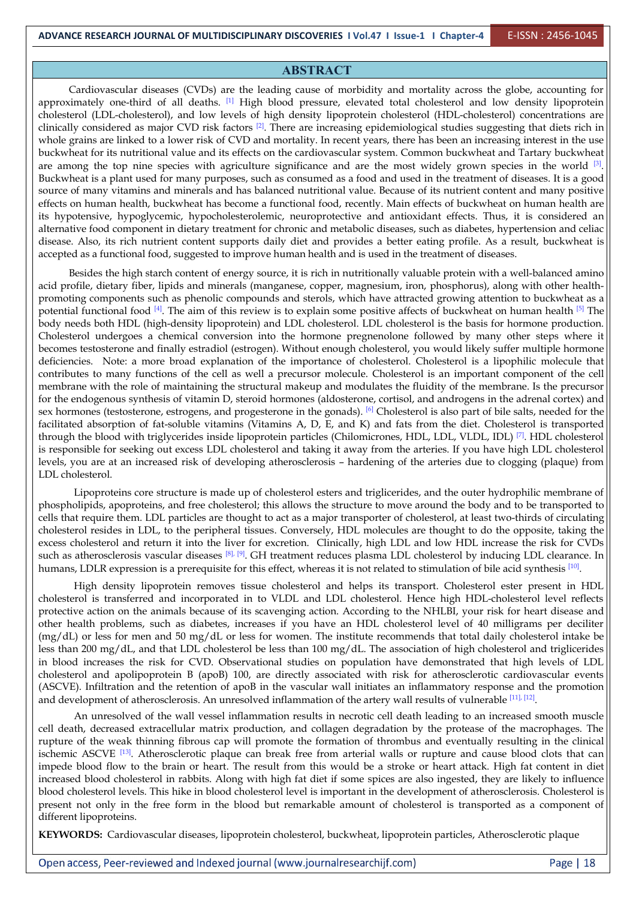## ABSTRACT

Cardiovascular diseases (CVDs) are the leading cause of morbidity and mortality across the globe, accounting for approximately one-third of all deaths. [1] High blood pressure, elevated total cholesterol and low density lipoprotein cholesterol (LDL-cholesterol), and low levels of high density lipoprotein cholesterol (HDL-cholesterol) concentrations are clinically considered as major CVD risk factors [2]. There are increasing epidemiological studies suggesting that diets rich in whole grains are linked to a lower risk of CVD and mortality. In recent years, there has been an increasing interest in the use buckwheat for its nutritional value and its effects on the cardiovascular system. Common buckwheat and Tartary buckwheat are among the top nine species with agriculture significance and are the most widely grown species in the world [3]. Buckwheat is a plant used for many purposes, such as consumed as a food and used in the treatment of diseases. It is a good source of many vitamins and minerals and has balanced nutritional value. Because of its nutrient content and many positive effects on human health, buckwheat has become a functional food, recently. Main effects of buckwheat on human health are its hypotensive, hypoglycemic, hypocholesterolemic, neuroprotective and antioxidant effects. Thus, it is considered an alternative food component in dietary treatment for chronic and metabolic diseases, such as diabetes, hypertension and celiac disease. Also, its rich nutrient content supports daily diet and provides a better eating profile. As a result, buckwheat is accepted as a functional food, suggested to improve human health and is used in the treatment of diseases.

Besides the high starch content of energy source, it is rich in nutritionally valuable protein with a well-balanced amino acid profile, dietary fiber, lipids and minerals (manganese, copper, magnesium, iron, phosphorus), along with other health-promoting components such as phenolic compounds and sterols, which have attracted growing attention to buckwheat as a potential functional food [4]. The aim of this review is to explain some positive affects of buckwheat on human health [5] The body needs both HDL (high-density lipoprotein) and LDL cholesterol. LDL cholesterol is the basis for hormone production. Cholesterol undergoes a chemical conversion into the hormone pregnenolone followed by many other steps where it becomes testosterone and finally estradiol (estrogen). Without enough cholesterol, you would likely suffer multiple hormone deficiencies. Note: a more broad explanation of the importance of cholesterol. Cholesterol is a lipophilic molecule that contributes to many functions of the cell as well a precursor molecule. Cholesterol is an important component of the cell membrane with the role of maintaining the structural makeup and modulates the fluidity of the membrane. Is the precursor for the endogenous synthesis of vitamin D, steroid hormones (aldosterone, cortisol, and androgens in the adrenal cortex) and sex hormones (testosterone, estrogens, and progesterone in the gonads). [6] Cholesterol is also part of bile salts, needed for the facilitated absorption of fat-soluble vitamins (Vitamins A, D, E, and K) and fats from the diet. Cholesterol is transported through the blood with triglycerides inside lipoprotein particles (Chilomicrones, HDL, LDL, VLDL, IDL) [7]. HDL cholesterol is responsible for seeking out excess LDL cholesterol and taking it away from the arteries. If you have high LDL cholesterol levels, you are at an increased risk of developing atherosclerosis – hardening of the arteries due to clogging (plaque) from LDL cholesterol.

Lipoproteins core structure is made up of cholesterol esters and triglicerides, and the outer hydrophilic membrane of phospholipids, apoproteins, and free cholesterol; this allows the structure to move around the body and to be transported to cells that require them. LDL particles are thought to act as a major transporter of cholesterol, at least two-thirds of circulating cholesterol resides in LDL, to the peripheral tissues. Conversely, HDL molecules are thought to do the opposite, taking the excess cholesterol and return it into the liver for excretion. Clinically, high LDL and low HDL increase the risk for CVDs such as atherosclerosis vascular diseases [8], [9]. GH treatment reduces plasma LDL cholesterol by inducing LDL clearance. In humans, LDLR expression is a prerequisite for this effect, whereas it is not related to stimulation of bile acid synthesis [10].

High density lipoprotein removes tissue cholesterol and helps its transport. Cholesterol ester present in HDL cholesterol is transferred and incorporated in to VLDL and LDL cholesterol. Hence high HDL-cholesterol level reflects protective action on the animals because of its scavenging action. According to the NHLBI, your risk for heart disease and other health problems, such as diabetes, increases if you have an HDL cholesterol level of 40 milligrams per deciliter (mg/dL) or less for men and 50 mg/dL or less for women. The institute recommends that total daily cholesterol intake be less than 200 mg/dL, and that LDL cholesterol be less than 100 mg/dL. The association of high cholesterol and triglicerides in blood increases the risk for CVD. Observational studies on population have demonstrated that high levels of LDL cholesterol and apolipoprotein B (apoB) 100, are directly associated with risk for atherosclerotic cardiovascular events (ASCVE). Infiltration and the retention of apoB in the vascular wall initiates an inflammatory response and the promotion and development of atherosclerosis. An unresolved inflammation of the artery wall results of vulnerable [11], [12].

An unresolved of the wall vessel inflammation results in necrotic cell death leading to an increased smooth muscle cell death, decreased extracellular matrix production, and collagen degradation by the protease of the macrophages. The rupture of the weak thinning fibrous cap will promote the formation of thrombus and eventually resulting in the clinical ischemic ASCVE [13]. Atherosclerotic plaque can break free from arterial walls or rupture and cause blood clots that can impede blood flow to the brain or heart. The result from this would be a stroke or heart attack. High fat content in diet increased blood cholesterol in rabbits. Along with high fat diet if some spices are also ingested, they are likely to influence blood cholesterol levels. This hike in blood cholesterol level is important in the development of atherosclerosis. Cholesterol is present not only in the free form in the blood but remarkable amount of cholesterol is transported as a component of different lipoproteins.

**KEYWORDS:** Cardiovascular diseases, lipoprotein cholesterol, buckwheat, lipoprotein particles, Atherosclerotic plaque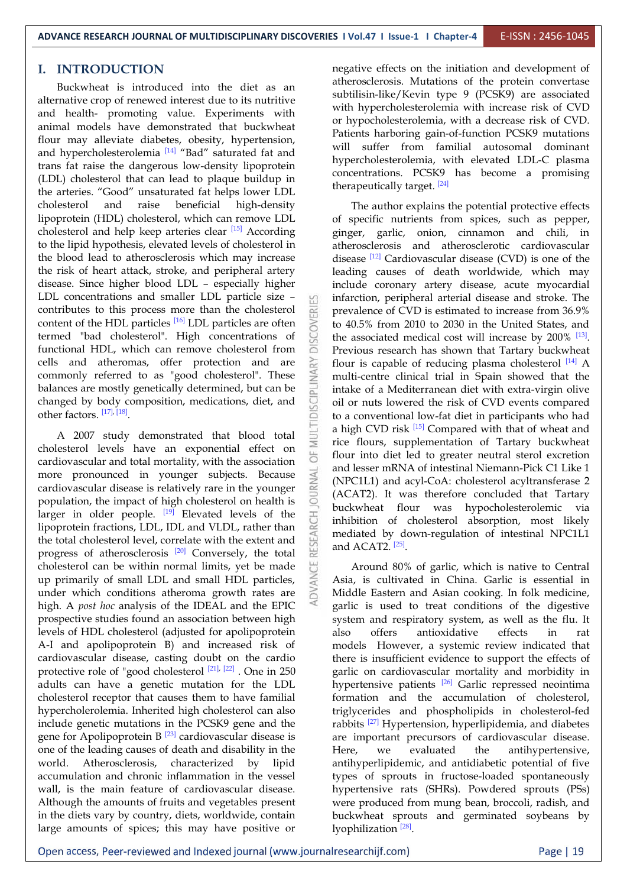# I. INTRODUCTION

Buckwheat is introduced into the diet as an alternative crop of renewed interest due to its nutritive and health- promoting value. Experiments with animal models have demonstrated that buckwheat flour may alleviate diabetes, obesity, hypertension, and hypercholesterolemia [14] "Bad" saturated fat and trans fat raise the dangerous low-density lipoprotein (LDL) cholesterol that can lead to plaque buildup in the arteries. "Good" unsaturated fat helps lower LDL cholesterol and raise beneficial high-density lipoprotein (HDL) cholesterol, which can remove LDL cholesterol and help keep arteries clear [15] According to the lipid hypothesis, elevated levels of cholesterol in the blood lead to atherosclerosis which may increase the risk of heart attack, stroke, and peripheral artery disease. Since higher blood LDL – especially higher LDL concentrations and smaller LDL particle size – contributes to this process more than the cholesterol content of the HDL particles [16] LDL particles are often termed "bad cholesterol". High concentrations of functional HDL, which can remove cholesterol from cells and atheromas, offer protection and are commonly referred to as "good cholesterol". These balances are mostly genetically determined, but can be changed by body composition, medications, diet, and other factors. [17], [18].

A 2007 study demonstrated that blood total cholesterol levels have an exponential effect on cardiovascular and total mortality, with the association more pronounced in younger subjects. Because cardiovascular disease is relatively rare in the younger population, the impact of high cholesterol on health is larger in older people. [19] Elevated levels of the lipoprotein fractions, LDL, IDL and VLDL, rather than the total cholesterol level, correlate with the extent and progress of atherosclerosis [20] Conversely, the total cholesterol can be within normal limits, yet be made up primarily of small LDL and small HDL particles, under which conditions atheroma growth rates are high. A *post hoc* analysis of the IDEAL and the EPIC prospective studies found an association between high levels of HDL cholesterol (adjusted for apolipoprotein A-I and apolipoprotein B) and increased risk of cardiovascular disease, casting doubt on the cardio protective role of "good cholesterol [21], [22] . One in 250 adults can have a genetic mutation for the LDL cholesterol receptor that causes them to have familial hypercholerolemia. Inherited high cholesterol can also include genetic mutations in the PCSK9 gene and the gene for Apolipoprotein B [23] cardiovascular disease is one of the leading causes of death and disability in the world. Atherosclerosis, characterized by lipid accumulation and chronic inflammation in the vessel wall, is the main feature of cardiovascular disease. Although the amounts of fruits and vegetables present in the diets vary by country, diets, worldwide, contain large amounts of spices; this may have positive or negative effects on the initiation and development of atherosclerosis. Mutations of the protein convertase subtilisin-like/Kevin type 9 (PCSK9) are associated with hypercholesterolemia with increase risk of CVD or hypocholesterolemia, with a decrease risk of CVD. Patients harboring gain-of-function PCSK9 mutations will suffer from familial autosomal dominant hypercholesterolemia, with elevated LDL-C plasma concentrations. PCSK9 has become a promising therapeutically target. [24]

The author explains the potential protective effects of specific nutrients from spices, such as pepper, ginger, garlic, onion, cinnamon and chili, in atherosclerosis and atherosclerotic cardiovascular disease [12] Cardiovascular disease (CVD) is one of the leading causes of death worldwide, which may include coronary artery disease, acute myocardial infarction, peripheral arterial disease and stroke. The prevalence of CVD is estimated to increase from 36.9% to 40.5% from 2010 to 2030 in the United States, and the associated medical cost will increase by 200% [13]. Previous research has shown that Tartary buckwheat flour is capable of reducing plasma cholesterol [14] A multi-centre clinical trial in Spain showed that the intake of a Mediterranean diet with extra-virgin olive oil or nuts lowered the risk of CVD events compared to a conventional low-fat diet in participants who had a high CVD risk [15] Compared with that of wheat and rice flours, supplementation of Tartary buckwheat flour into diet led to greater neutral sterol excretion and lesser mRNA of intestinal Niemann-Pick C1 Like 1 (NPC1L1) and acyl-CoA: cholesterol acyltransferase 2 (ACAT2). It was therefore concluded that Tartary buckwheat flour was hypocholesterolemic via inhibition of cholesterol absorption, most likely mediated by down-regulation of intestinal NPC1L1 and ACAT2. [25].

Around 80% of garlic, which is native to Central Asia, is cultivated in China. Garlic is essential in Middle Eastern and Asian cooking. In folk medicine, garlic is used to treat conditions of the digestive system and respiratory system, as well as the flu. It also offers antioxidative effects in rat models However, a systemic review indicated that there is insufficient evidence to support the effects of garlic on cardiovascular mortality and morbidity in hypertensive patients [26] Garlic repressed neointima formation and the accumulation of cholesterol, triglycerides and phospholipids in cholesterol-fed rabbits [27] Hypertension, hyperlipidemia, and diabetes are important precursors of cardiovascular disease. Here, we evaluated the antihypertensive, antihyperlipidemic, and antidiabetic potential of five types of sprouts in fructose-loaded spontaneously hypertensive rats (SHRs). Powdered sprouts (PSs) were produced from mung bean, broccoli, radish, and buckwheat sprouts and germinated soybeans by lyophilization [28].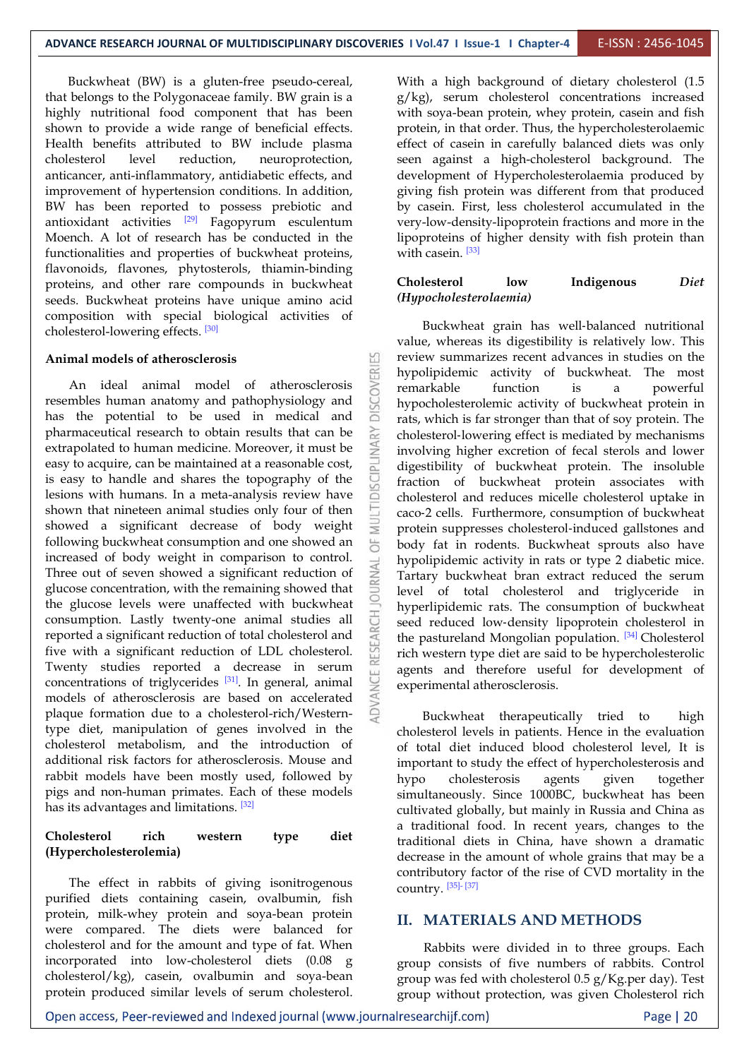Buckwheat (BW) is a gluten-free pseudo-cereal, that belongs to the Polygonaceae family. BW grain is a highly nutritional food component that has been shown to provide a wide range of beneficial effects. Health benefits attributed to BW include plasma cholesterol level reduction, neuroprotection, anticancer, anti-inflammatory, antidiabetic effects, and improvement of hypertension conditions. In addition, BW has been reported to possess prebiotic and antioxidant activities [29] Fagopyrum esculentum Moench. A lot of research has be conducted in the functionalities and properties of buckwheat proteins, flavonoids, flavones, phytosterols, thiamin-binding proteins, and other rare compounds in buckwheat seeds. Buckwheat proteins have unique amino acid composition with special biological activities of cholesterol-lowering effects. [30]

**Animal models of atherosclerosis**

An ideal animal model of atherosclerosis resembles human anatomy and pathophysiology and has the potential to be used in medical and pharmaceutical research to obtain results that can be extrapolated to human medicine. Moreover, it must be easy to acquire, can be maintained at a reasonable cost, is easy to handle and shares the topography of the lesions with humans. In a meta-analysis review have shown that nineteen animal studies only four of then showed a significant decrease of body weight following buckwheat consumption and one showed an increased of body weight in comparison to control. Three out of seven showed a significant reduction of glucose concentration, with the remaining showed that the glucose levels were unaffected with buckwheat consumption. Lastly twenty-one animal studies all reported a significant reduction of total cholesterol and five with a significant reduction of LDL cholesterol. Twenty studies reported a decrease in serum concentrations of triglycerides [31]. In general, animal models of atherosclerosis are based on accelerated plaque formation due to a cholesterol-rich/Western-type diet, manipulation of genes involved in the cholesterol metabolism, and the introduction of additional risk factors for atherosclerosis. Mouse and rabbit models have been mostly used, followed by pigs and non-human primates. Each of these models has its advantages and limitations. [32]

**Cholesterol rich western type diet (Hypercholesterolemia)**

The effect in rabbits of giving isonitrogenous purified diets containing casein, ovalbumin, fish protein, milk-whey protein and soya-bean protein were compared. The diets were balanced for cholesterol and for the amount and type of fat. When incorporated into low-cholesterol diets (0.08 g cholesterol/kg), casein, ovalbumin and soya-bean protein produced similar levels of serum cholesterol. With a high background of dietary cholesterol (1.5 g/kg), serum cholesterol concentrations increased with soya-bean protein, whey protein, casein and fish protein, in that order. Thus, the hypercholesterolaemic effect of casein in carefully balanced diets was only seen against a high-cholesterol background. The development of Hypercholesterolaemia produced by giving fish protein was different from that produced by casein. First, less cholesterol accumulated in the very-low-density-lipoprotein fractions and more in the lipoproteins of higher density with fish protein than with casein. [33]

**Cholesterol low Indigenous *Diet (Hypocholesterolaemia)***

Buckwheat grain has well-balanced nutritional value, whereas its digestibility is relatively low. This review summarizes recent advances in studies on the hypolipidemic activity of buckwheat. The most remarkable function is a powerful hypocholesterolemic activity of buckwheat protein in rats, which is far stronger than that of soy protein. The cholesterol-lowering effect is mediated by mechanisms involving higher excretion of fecal sterols and lower digestibility of buckwheat protein. The insoluble fraction of buckwheat protein associates with cholesterol and reduces micelle cholesterol uptake in caco-2 cells. Furthermore, consumption of buckwheat protein suppresses cholesterol-induced gallstones and body fat in rodents. Buckwheat sprouts also have hypolipidemic activity in rats or type 2 diabetic mice. Tartary buckwheat bran extract reduced the serum level of total cholesterol and triglyceride in hyperlipidemic rats. The consumption of buckwheat seed reduced low-density lipoprotein cholesterol in the pastureland Mongolian population. [34] Cholesterol rich western type diet are said to be hypercholesterolic agents and therefore useful for development of experimental atherosclerosis.

Buckwheat therapeutically tried to high cholesterol levels in patients. Hence in the evaluation of total diet induced blood cholesterol level, It is important to study the effect of hypercholesterosis and hypo cholesterosis agents given together simultaneously. Since 1000BC, buckwheat has been cultivated globally, but mainly in Russia and China as a traditional food. In recent years, changes to the traditional diets in China, have shown a dramatic decrease in the amount of whole grains that may be a contributory factor of the rise of CVD mortality in the country. [35]-[37]

## II. MATERIALS AND METHODS

Rabbits were divided in to three groups. Each group consists of five numbers of rabbits. Control group was fed with cholesterol 0.5 g/Kg.per day). Test group without protection, was given Cholesterol rich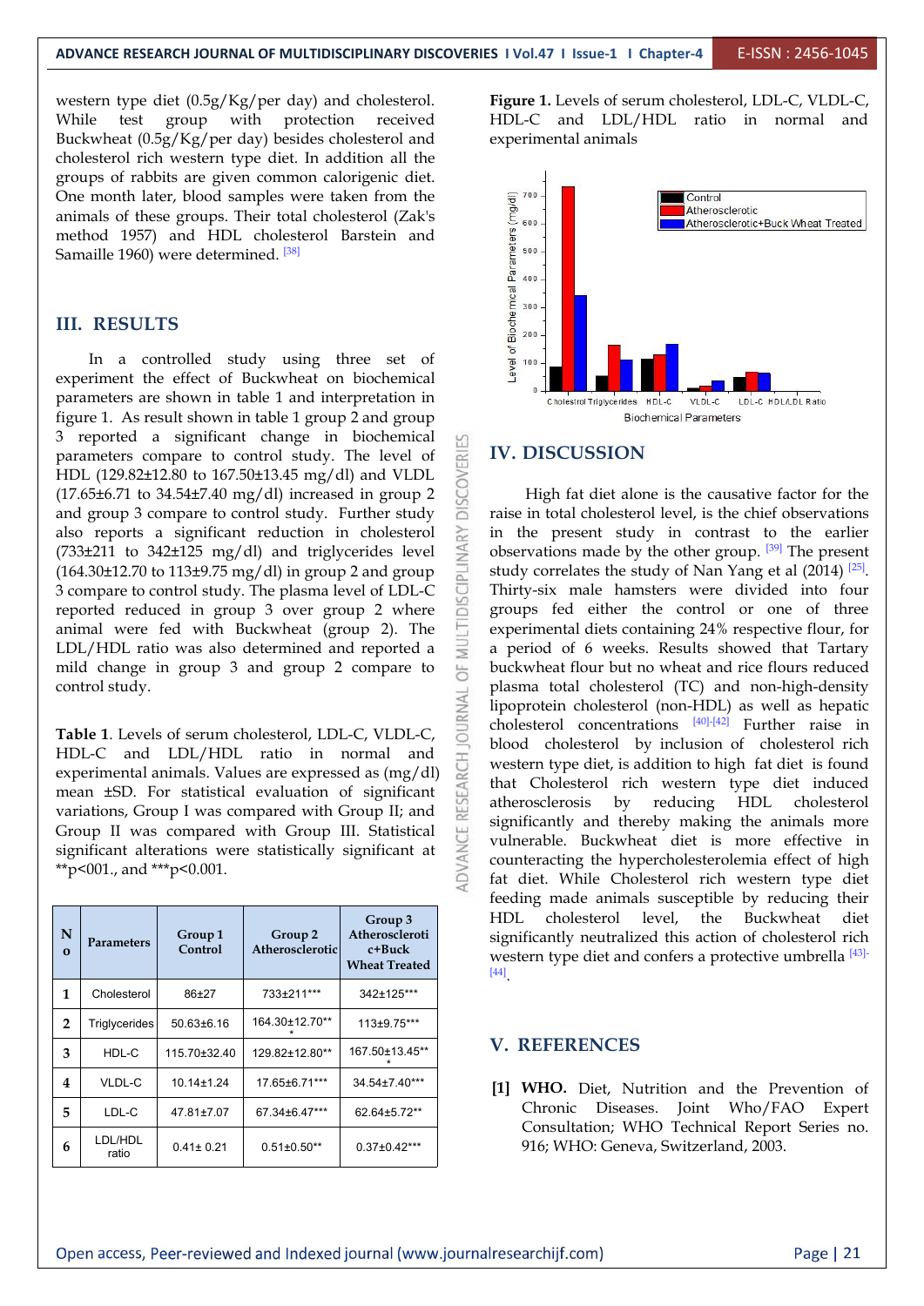western type diet (0.5g/Kg/per day) and cholesterol. While test group with protection received Buckwheat (0.5g/Kg/per day) besides cholesterol and cholesterol rich western type diet. In addition all the groups of rabbits are given common calorigenic diet. One month later, blood samples were taken from the animals of these groups. Their total cholesterol (Zak's method 1957) and HDL cholesterol Barstein and Samaille 1960) were determined. [38]

## III. RESULTS

In a controlled study using three set of experiment the effect of Buckwheat on biochemical parameters are shown in table 1 and interpretation in figure 1. As result shown in table 1 group 2 and group 3 reported a significant change in biochemical parameters compare to control study. The level of HDL (129.82±12.80 to 167.50±13.45 mg/dl) and VLDL (17.65±6.71 to 34.54±7.40 mg/dl) increased in group 2 and group 3 compare to control study. Further study also reports a significant reduction in cholesterol (733±211 to 342±125 mg/dl) and triglycerides level (164.30±12.70 to 113±9.75 mg/dl) in group 2 and group 3 compare to control study. The plasma level of LDL-C reported reduced in group 3 over group 2 where animal were fed with Buckwheat (group 2). The LDL/HDL ratio was also determined and reported a mild change in group 3 and group 2 compare to control study.

**Table 1**. Levels of serum cholesterol, LDL-C, VLDL-C, HDL-C and LDL/HDL ratio in normal and experimental animals. Values are expressed as (mg/dl) mean ±SD. For statistical evaluation of significant variations, Group I was compared with Group II; and Group II was compared with Group III. Statistical significant alterations were statistically significant at **p<001., and ***p<0.001.

| No | Parameters | Group 1 Control | Group 2 Atherosclerotic | Group 3 Atherosclerotic+Buck Wheat Treated |
|---|---|---|---|---|
| 1 | Cholesterol | 86±27 | 733±211*** | 342±125*** |
| 2 | Triglycerides | 50.63±6.16 | 164.30±12.70*** | 113±9.75*** |
| 3 | HDL-C | 115.70±32.40 | 129.82±12.80** | 167.50±13.45*** |
| 4 | VLDL-C | 10.14±1.24 | 17.65±6.71*** | 34.54±7.40*** |
| 5 | LDL-C | 47.81±7.07 | 67.34±6.47*** | 62.64±5.72** |
| 6 | LDL/HDL ratio | 0.41± 0.21 | 0.51±0.50** | 0.37±0.42*** |

**Figure 1.** Levels of serum cholesterol, LDL-C, VLDL-C, HDL-C and LDL/HDL ratio in normal and experimental animals

## IV. DISCUSSION

High fat diet alone is the causative factor for the raise in total cholesterol level, is the chief observations in the present study in contrast to the earlier observations made by the other group. [39] The present study correlates the study of Nan Yang et al (2014) [25]. Thirty-six male hamsters were divided into four groups fed either the control or one of three experimental diets containing 24% respective flour, for a period of 6 weeks. Results showed that Tartary buckwheat flour but no wheat and rice flours reduced plasma total cholesterol (TC) and non-high-density lipoprotein cholesterol (non-HDL) as well as hepatic cholesterol concentrations [40]-[42] Further raise in blood cholesterol by inclusion of cholesterol rich western type diet, is addition to high fat diet is found that Cholesterol rich western type diet induced atherosclerosis by reducing HDL cholesterol significantly and thereby making the animals more vulnerable. Buckwheat diet is more effective in counteracting the hypercholesterolemia effect of high fat diet. While Cholesterol rich western type diet feeding made animals susceptible by reducing their HDL cholesterol level, the Buckwheat diet significantly neutralized this action of cholesterol rich western type diet and confers a protective umbrella [43]-[44].

## V. REFERENCES

**[1]** **WHO.** Diet, Nutrition and the Prevention of Chronic Diseases. Joint Who/FAO Expert Consultation; WHO Technical Report Series no. 916; WHO: Geneva, Switzerland, 2003.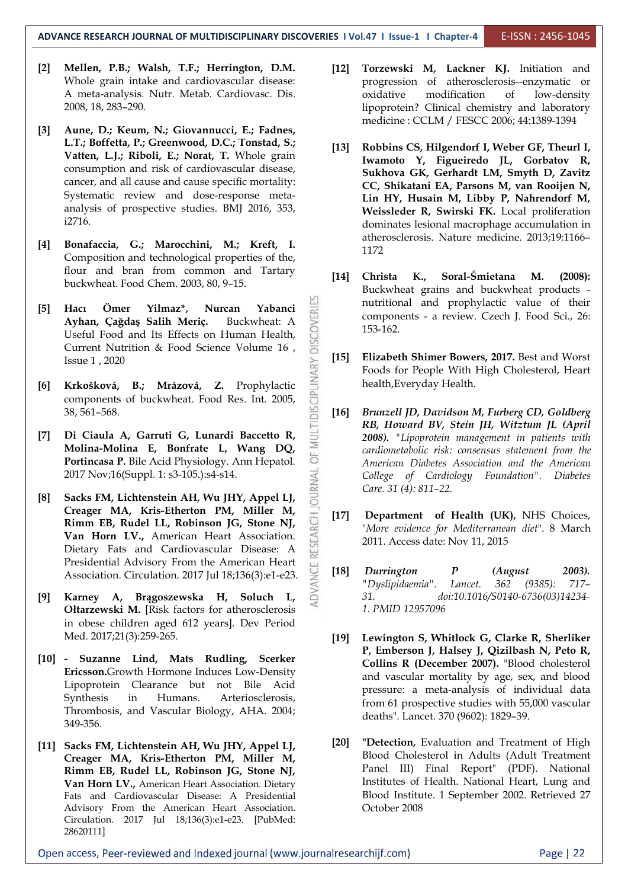[2] **Mellen, P.B.; Walsh, T.F.; Herrington, D.M.** Whole grain intake and cardiovascular disease: A meta-analysis. Nutr. Metab. Cardiovasc. Dis. 2008, 18, 283–290.

[3] **Aune, D.; Keum, N.; Giovannucci, E.; Fadnes, L.T.; Boffetta, P.; Greenwood, D.C.; Tonstad, S.; Vatten, L.J.; Riboli, E.; Norat, T.** Whole grain consumption and risk of cardiovascular disease, cancer, and all cause and cause specific mortality: Systematic review and dose-response meta-analysis of prospective studies. BMJ 2016, 353, i2716.

[4] **Bonafaccia, G.; Marocchini, M.; Kreft, I.** Composition and technological properties of the, flour and bran from common and Tartary buckwheat. Food Chem. 2003, 80, 9–15.

[5] **Hacı Ömer Yilmaz*, Nurcan Yabanci Ayhan, Çağdaş Salih Meriç.** Buckwheat: A Useful Food and Its Effects on Human Health, Current Nutrition & Food Science Volume 16 , Issue 1 , 2020

[6] **Krkošková, B.; Mrázová, Z.** Prophylactic components of buckwheat. Food Res. Int. 2005, 38, 561–568.

[7] **Di Ciaula A, Garruti G, Lunardi Baccetto R, Molina-Molina E, Bonfrate L, Wang DQ, Portincasa P.** Bile Acid Physiology. Ann Hepatol. 2017 Nov;16(Suppl. 1: s3-105.):s4-s14.

[8] **Sacks FM, Lichtenstein AH, Wu JHY, Appel LJ, Creager MA, Kris-Etherton PM, Miller M, Rimm EB, Rudel LL, Robinson JG, Stone NJ, Van Horn LV.,** American Heart Association. Dietary Fats and Cardiovascular Disease: A Presidential Advisory From the American Heart Association. Circulation. 2017 Jul 18;136(3):e1-e23.

[9] **Karney A, Brągoszewska H, Soluch L, Ołtarzewski M.** [Risk factors for atherosclerosis in obese children aged 612 years]. Dev Period Med. 2017;21(3):259-265.

[10] **- Suzanne Lind, Mats Rudling, Scerker Ericsson.**Growth Hormone Induces Low-Density Lipoprotein Clearance but not Bile Acid Synthesis in Humans. Arteriosclerosis, Thrombosis, and Vascular Biology, AHA. 2004; 349-356.

[11] **Sacks FM, Lichtenstein AH, Wu JHY, Appel LJ, Creager MA, Kris-Etherton PM, Miller M, Rimm EB, Rudel LL, Robinson JG, Stone NJ, Van Horn LV.,** American Heart Association. Dietary Fats and Cardiovascular Disease: A Presidential Advisory From the American Heart Association. Circulation. 2017 Jul 18;136(3):e1-e23. [PubMed: 28620111]

[12] **Torzewski M, Lackner KJ.** Initiation and progression of atherosclerosis--enzymatic or oxidative modification of low-density lipoprotein? Clinical chemistry and laboratory medicine : CCLM / FESCC 2006; 44:1389-1394

[13] **Robbins CS, Hilgendorf I, Weber GF, Theurl I, Iwamoto Y, Figueiredo JL, Gorbatov R, Sukhova GK, Gerhardt LM, Smyth D, Zavitz CC, Shikatani EA, Parsons M, van Rooijen N, Lin HY, Husain M, Libby P, Nahrendorf M, Weissleder R, Swirski FK.** Local proliferation dominates lesional macrophage accumulation in atherosclerosis. Nature medicine. 2013;19:1166–1172

[14] **Christa K., Soral-Śmietana M. (2008):** Buckwheat grains and buckwheat products - nutritional and prophylactic value of their components - a review. Czech J. Food Sci., 26: 153-162.

[15] **Elizabeth Shimer Bowers, 2017.** Best and Worst Foods for People With High Cholesterol, Heart health,Everyday Health.

[16] ***Brunzell JD, Davidson M, Furberg CD, Goldberg RB, Howard BV, Stein JH, Witztum JL (April 2008).*** *"Lipoprotein management in patients with cardiometabolic risk: consensus statement from the American Diabetes Association and the American College of Cardiology Foundation". Diabetes Care. 31 (4): 811–22.*

[17] **Department of Health (UK),** NHS Choices, "*More evidence for Mediterranean diet*". 8 March 2011. Access date: Nov 11, 2015

[18] ***Durrington P (August 2003).*** *"Dyslipidaemia". Lancet. 362 (9385): 717–31. doi:10.1016/S0140-6736(03)14234-1. PMID 12957096*

[19] **Lewington S, Whitlock G, Clarke R, Sherliker P, Emberson J, Halsey J, Qizilbash N, Peto R, Collins R (December 2007).** "Blood cholesterol and vascular mortality by age, sex, and blood pressure: a meta-analysis of individual data from 61 prospective studies with 55,000 vascular deaths". Lancet. 370 (9602): 1829–39.

[20] **"Detection,** Evaluation and Treatment of High Blood Cholesterol in Adults (Adult Treatment Panel III) Final Report" (PDF). National Institutes of Health. National Heart, Lung and Blood Institute. 1 September 2002. Retrieved 27 October 2008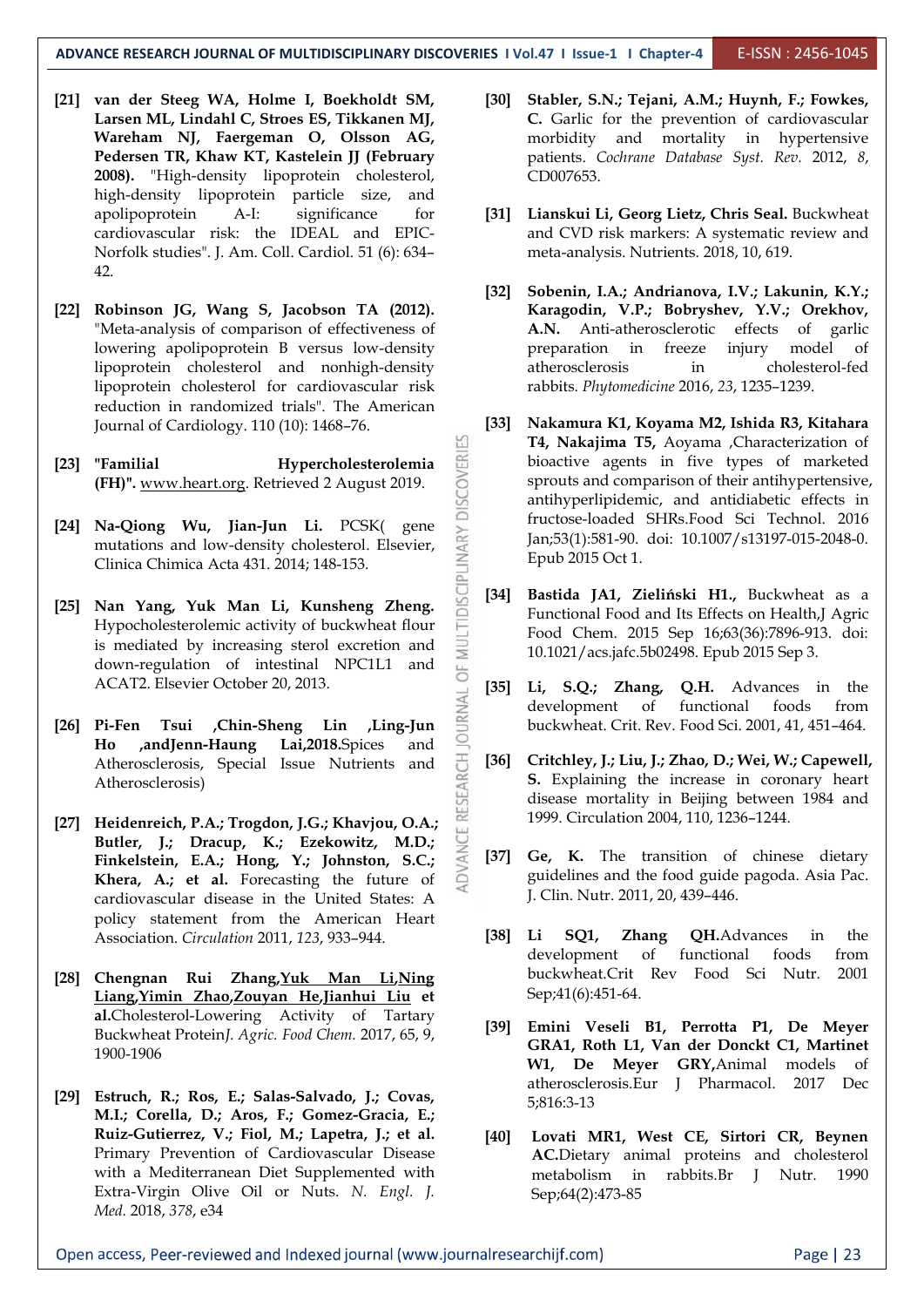**[21]** **van der Steeg WA, Holme I, Boekholdt SM, Larsen ML, Lindahl C, Stroes ES, Tikkanen MJ, Wareham NJ, Faergeman O, Olsson AG, Pedersen TR, Khaw KT, Kastelein JJ (February 2008).** "High-density lipoprotein cholesterol, high-density lipoprotein particle size, and apolipoprotein A-I: significance for cardiovascular risk: the IDEAL and EPIC-Norfolk studies". J. Am. Coll. Cardiol. 51 (6): 634–42.

**[22]** **Robinson JG, Wang S, Jacobson TA (2012).** "Meta-analysis of comparison of effectiveness of lowering apolipoprotein B versus low-density lipoprotein cholesterol and nonhigh-density lipoprotein cholesterol for cardiovascular risk reduction in randomized trials". The American Journal of Cardiology. 110 (10): 1468–76.

**[23]** **"Familial Hypercholesterolemia (FH)".** www.heart.org. Retrieved 2 August 2019.

**[24]** **Na-Qiong Wu, Jian-Jun Li.** PCSK( gene mutations and low-density cholesterol. Elsevier, Clinica Chimica Acta 431. 2014; 148-153.

**[25]** **Nan Yang, Yuk Man Li, Kunsheng Zheng.** Hypocholesterolemic activity of buckwheat flour is mediated by increasing sterol excretion and down-regulation of intestinal NPC1L1 and ACAT2. Elsevier October 20, 2013.

**[26]** **Pi-Fen Tsui ,Chin-Sheng Lin ,Ling-Jun Ho ,andJenn-Haung Lai,2018.**Spices and Atherosclerosis, Special Issue Nutrients and Atherosclerosis)

**[27]** **Heidenreich, P.A.; Trogdon, J.G.; Khavjou, O.A.; Butler, J.; Dracup, K.; Ezekowitz, M.D.; Finkelstein, E.A.; Hong, Y.; Johnston, S.C.; Khera, A.; et al.** Forecasting the future of cardiovascular disease in the United States: A policy statement from the American Heart Association. *Circulation* 2011, *123*, 933–944.

**[28]** **Chengnan Rui Zhang,Yuk Man Li,Ning Liang,Yimin Zhao,Zouyan He,Jianhui Liu et al.**Cholesterol-Lowering Activity of Tartary Buckwheat Protein*J. Agric. Food Chem.* 2017, 65, 9, 1900-1906

**[29]** **Estruch, R.; Ros, E.; Salas-Salvado, J.; Covas, M.I.; Corella, D.; Aros, F.; Gomez-Gracia, E.; Ruiz-Gutierrez, V.; Fiol, M.; Lapetra, J.; et al.** Primary Prevention of Cardiovascular Disease with a Mediterranean Diet Supplemented with Extra-Virgin Olive Oil or Nuts. *N. Engl. J. Med.* 2018, *378*, e34

**[30]** **Stabler, S.N.; Tejani, A.M.; Huynh, F.; Fowkes, C.** Garlic for the prevention of cardiovascular morbidity and mortality in hypertensive patients. *Cochrane Database Syst. Rev.* 2012, *8*, CD007653.

**[31]** **Lianskui Li, Georg Lietz, Chris Seal.** Buckwheat and CVD risk markers: A systematic review and meta-analysis. Nutrients. 2018, 10, 619.

**[32]** **Sobenin, I.A.; Andrianova, I.V.; Lakunin, K.Y.; Karagodin, V.P.; Bobryshev, Y.V.; Orekhov, A.N.** Anti-atherosclerotic effects of garlic preparation in freeze injury model of atherosclerosis in cholesterol-fed rabbits. *Phytomedicine* 2016, *23*, 1235–1239.

**[33]** **Nakamura K1, Koyama M2, Ishida R3, Kitahara T4, Nakajima T5,** Aoyama ,Characterization of bioactive agents in five types of marketed sprouts and comparison of their antihypertensive, antihyperlipidemic, and antidiabetic effects in fructose-loaded SHRs.Food Sci Technol. 2016 Jan;53(1):581-90. doi: 10.1007/s13197-015-2048-0. Epub 2015 Oct 1.

**[34]** **Bastida JA1, Zieliński H1.,** Buckwheat as a Functional Food and Its Effects on Health,J Agric Food Chem. 2015 Sep 16;63(36):7896-913. doi: 10.1021/acs.jafc.5b02498. Epub 2015 Sep 3.

**[35]** **Li, S.Q.; Zhang, Q.H.** Advances in the development of functional foods from buckwheat. Crit. Rev. Food Sci. 2001, 41, 451–464.

**[36]** **Critchley, J.; Liu, J.; Zhao, D.; Wei, W.; Capewell, S.** Explaining the increase in coronary heart disease mortality in Beijing between 1984 and 1999. Circulation 2004, 110, 1236–1244.

**[37]** **Ge, K.** The transition of chinese dietary guidelines and the food guide pagoda. Asia Pac. J. Clin. Nutr. 2011, 20, 439–446.

**[38]** **Li SQ1, Zhang QH.**Advances in the development of functional foods from buckwheat.Crit Rev Food Sci Nutr. 2001 Sep;41(6):451-64.

**[39]** **Emini Veseli B1, Perrotta P1, De Meyer GRA1, Roth L1, Van der Donckt C1, Martinet W1, De Meyer GRY,**Animal models of atherosclerosis.Eur J Pharmacol. 2017 Dec 5;816:3-13

**[40]** **Lovati MR1, West CE, Sirtori CR, Beynen AC.**Dietary animal proteins and cholesterol metabolism in rabbits.Br J Nutr. 1990 Sep;64(2):473-85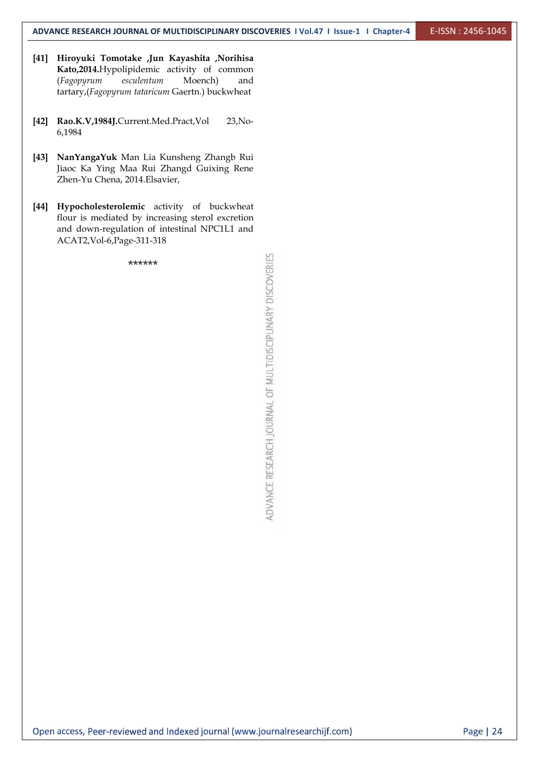[41] **Hiroyuki Tomotake ,Jun Kayashita ,Norihisa Kato,2014.**Hypolipidemic activity of common (*Fagopyrum esculentum* Moench) and tartary,(*Fagopyrum tataricum* Gaertn.) buckwheat

[42] **Rao.K.V,1984J.**Current.Med.Pract,Vol 23,No-6,1984

[43] **NanYangaYuk** Man Lia Kunsheng Zhangb Rui Jiaoc Ka Ying Maa Rui Zhangd Guixing Rene Zhen-Yu Chena, 2014.Elsavier,

[44] **Hypocholesterolemic** activity of buckwheat flour is mediated by increasing sterol excretion and down-regulation of intestinal NPC1L1 and ACAT2,Vol-6,Page-311-318

******